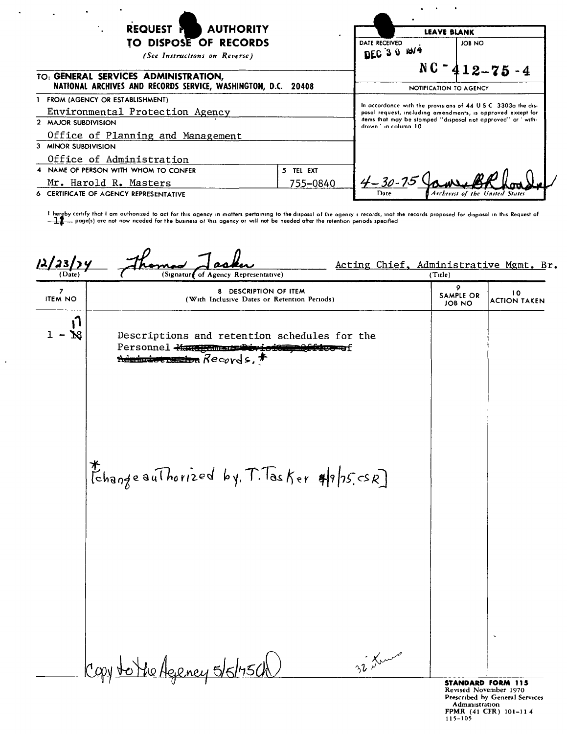# REQUEST FOR AUTHORITY TO DISPOSE OF RECORDS

*(See Instructions on Reverse)*

**TO: GENERAL SERVICES ADMINISTRATION, NATIONAL ARCHIVES AND RECORDS SERVICE, WASHINGTON, D.C. 20408**

| LEAVE BLANK | |
|---|---|
| DATE RECEIVED: DEC 30 1974 | JOB NO: NC - 412-75 - 4 |

**NOTIFICATION TO AGENCY**

In accordance with the provisions of 44 U.S.C. 3303a the disposal request, including amendments, is approved except for items that may be stamped "disposal not approved" or "withdrawn" in column 10

Date: 4-30-75 — [signature], Archivist of the United States

1. FROM (AGENCY OR ESTABLISHMENT): Environmental Protection Agency
2. MAJOR SUBDIVISION: Office of Planning and Management
3. MINOR SUBDIVISION: Office of Administration
4. NAME OF PERSON WITH WHOM TO CONFER: Mr. Harold R. Masters
5. TEL EXT: 755-0840
6. CERTIFICATE OF AGENCY REPRESENTATIVE

I hereby certify that I am authorized to act for this agency in matters pertaining to the disposal of the agency's records, that the records proposed for disposal in this Request of 17 page(s) are not now needed for the business of this agency or will not be needed after the retention periods specified

12/23/74 — Thomas Tasker (Signature of Agency Representative) — Acting Chief, Administrative Mgmt. Br. (Title)

| 7 ITEM NO | 8 DESCRIPTION OF ITEM (With Inclusive Dates or Retention Periods) | 9 SAMPLE OR JOB NO | 10 ACTION TAKEN |
|---|---|---|---|
| 1 - ~~18~~ 17 | Descriptions and retention schedules for the Personnel ~~Management Division, Office of Administration~~ Records.* | | |

*[change authorized by T. Tasker 4/9/75 CSR]

32 items

Copy to the Agency 5/5/75

STANDARD FORM 115
Revised November 1970
Prescribed by General Services Administration
FPMR (41 CFR) 101-11.4
115-105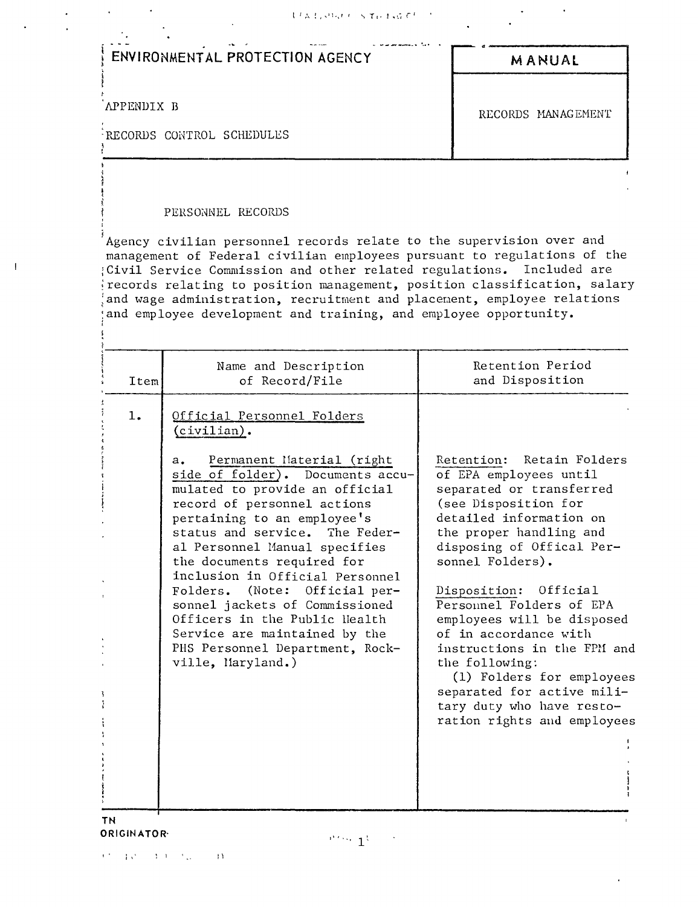# ENVIRONMENTAL PROTECTION AGENCY

**MANUAL**

APPENDIX B

RECORDS CONTROL SCHEDULES

RECORDS MANAGEMENT

## PERSONNEL RECORDS

Agency civilian personnel records relate to the supervision over and management of Federal civilian employees pursuant to regulations of the Civil Service Commission and other related regulations. Included are records relating to position management, position classification, salary and wage administration, recruitment and placement, employee relations and employee development and training, and employee opportunity.

| Item | Name and Description of Record/File | Retention Period and Disposition |
|---|---|---|
| 1. | Official Personnel Folders (civilian). | |
| | a. Permanent Material (right side of folder). Documents accumulated to provide an official record of personnel actions pertaining to an employee's status and service. The Federal Personnel Manual specifies the documents required for inclusion in Official Personnel Folders. (Note: Official personnel jackets of Commissioned Officers in the Public Health Service are maintained by the PHS Personnel Department, Rockville, Maryland.) | Retention: Retain Folders of EPA employees until separated or transferred (see Disposition for detailed information on the proper handling and disposing of Offical Personnel Folders).<br><br>Disposition: Official Personnel Folders of EPA employees will be disposed of in accordance with instructions in the FPM and the following:<br>(1) Folders for employees separated for active military duty who have restoration rights and employees |

TN

ORIGINATOR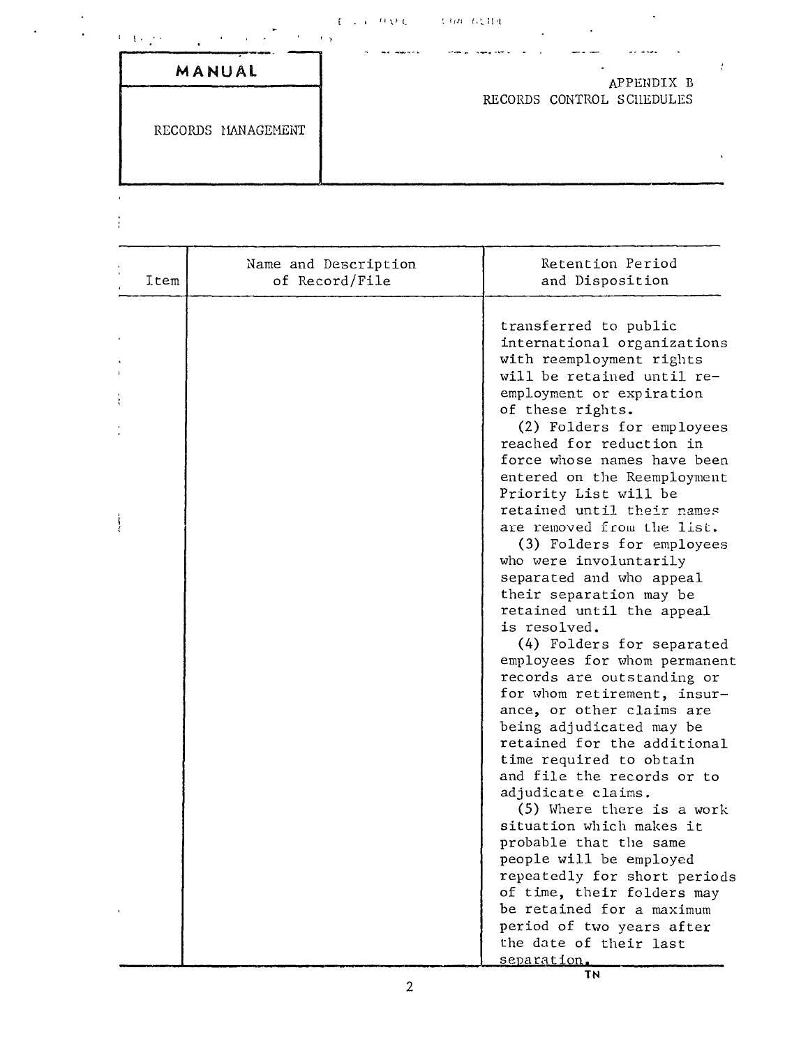MANUAL

RECORDS MANAGEMENT

APPENDIX B
RECORDS CONTROL SCHEDULES

| Item | Name and Description of Record/File | Retention Period and Disposition |
|---|---|---|
| | | transferred to public international organizations with reemployment rights will be retained until re-employment or expiration of these rights.<br>(2) Folders for employees reached for reduction in force whose names have been entered on the Reemployment Priority List will be retained until their names are removed from the list.<br>(3) Folders for employees who were involuntarily separated and who appeal their separation may be retained until the appeal is resolved.<br>(4) Folders for separated employees for whom permanent records are outstanding or for whom retirement, insurance, or other claims are being adjudicated may be retained for the additional time required to obtain and file the records or to adjudicate claims.<br>(5) Where there is a work situation which makes it probable that the same people will be employed repeatedly for short periods of time, their folders may be retained for a maximum period of two years after the date of their last separation. |

TN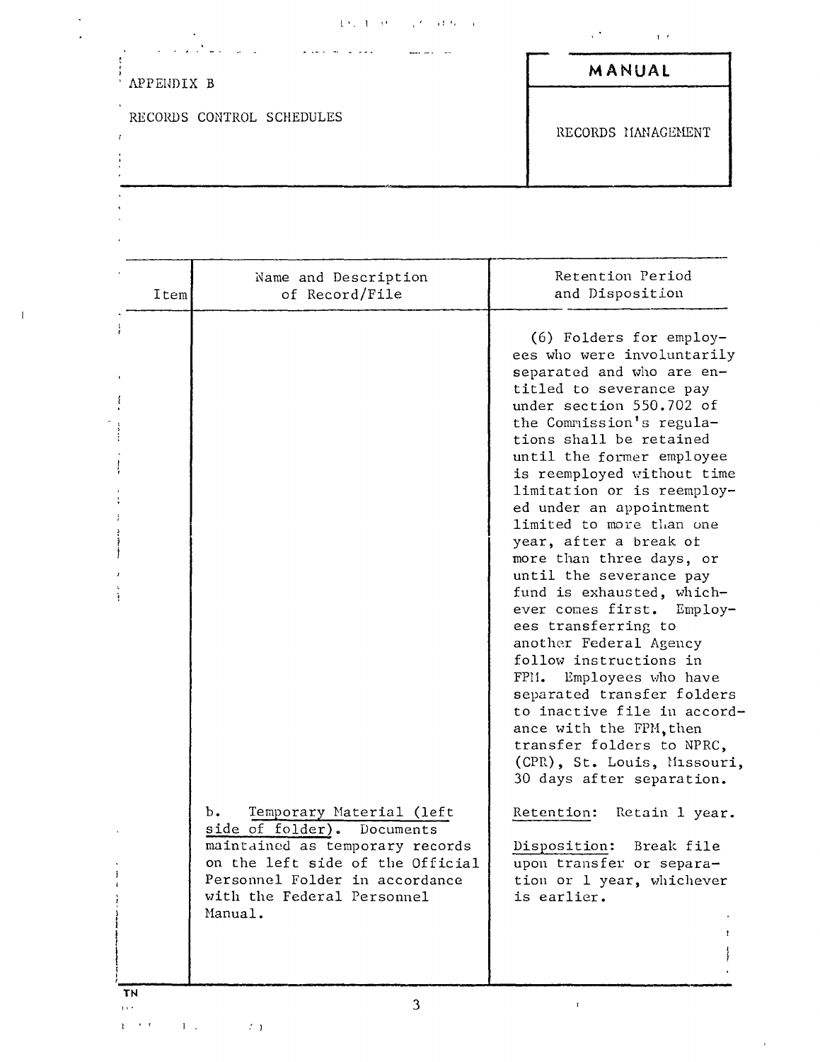APPENDIX B

RECORDS CONTROL SCHEDULES

**MANUAL**

RECORDS MANAGEMENT

| Item | Name and Description of Record/File | Retention Period and Disposition |
|---|---|---|
| | | (6) Folders for employees who were involuntarily separated and who are entitled to severance pay under section 550.702 of the Commission's regulations shall be retained until the former employee is reemployed without time limitation or is reemployed under an appointment limited to more than one year, after a break of more than three days, or until the severance pay fund is exhausted, whichever comes first. Employees transferring to another Federal Agency follow instructions in FPM. Employees who have separated transfer folders to inactive file in accordance with the FPM, then transfer folders to NPRC, (CPR), St. Louis, Missouri, 30 days after separation. |
| | b. Temporary Material (left side of folder). Documents maintained as temporary records on the left side of the Official Personnel Folder in accordance with the Federal Personnel Manual. | Retention: Retain 1 year.<br><br>Disposition: Break file upon transfer or separation or 1 year, whichever is earlier. |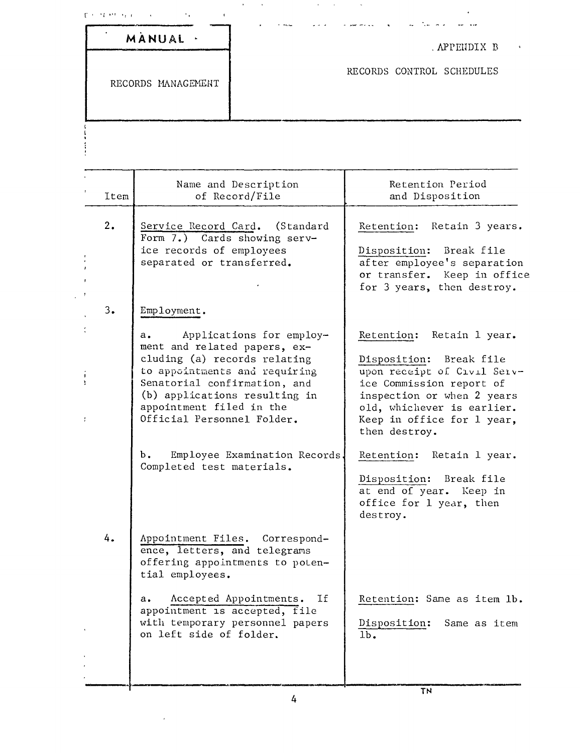| MANUAL | APPENDIX B |
| --- | --- |
| RECORDS MANAGEMENT | RECORDS CONTROL SCHEDULES |

| Item | Name and Description of Record/File | Retention Period and Disposition |
| --- | --- | --- |
| 2. | Service Record Card. (Standard Form 7.) Cards showing service records of employees separated or transferred. | Retention: Retain 3 years.<br><br>Disposition: Break file after employee's separation or transfer. Keep in office for 3 years, then destroy. |
| 3. | Employment. | |
| | a. Applications for employment and related papers, excluding (a) records relating to appointments and requiring Senatorial confirmation, and (b) applications resulting in appointment filed in the Official Personnel Folder. | Retention: Retain 1 year.<br><br>Disposition: Break file upon receipt of Civil Service Commission report of inspection or when 2 years old, whichever is earlier. Keep in office for 1 year, then destroy. |
| | b. Employee Examination Records. Completed test materials. | Retention: Retain 1 year.<br><br>Disposition: Break file at end of year. Keep in office for 1 year, then destroy. |
| 4. | Appointment Files. Correspondence, letters, and telegrams offering appointments to potential employees. | |
| | a. Accepted Appointments. If appointment is accepted, file with temporary personnel papers on left side of folder. | Retention: Same as item 1b.<br><br>Disposition: Same as item 1b. |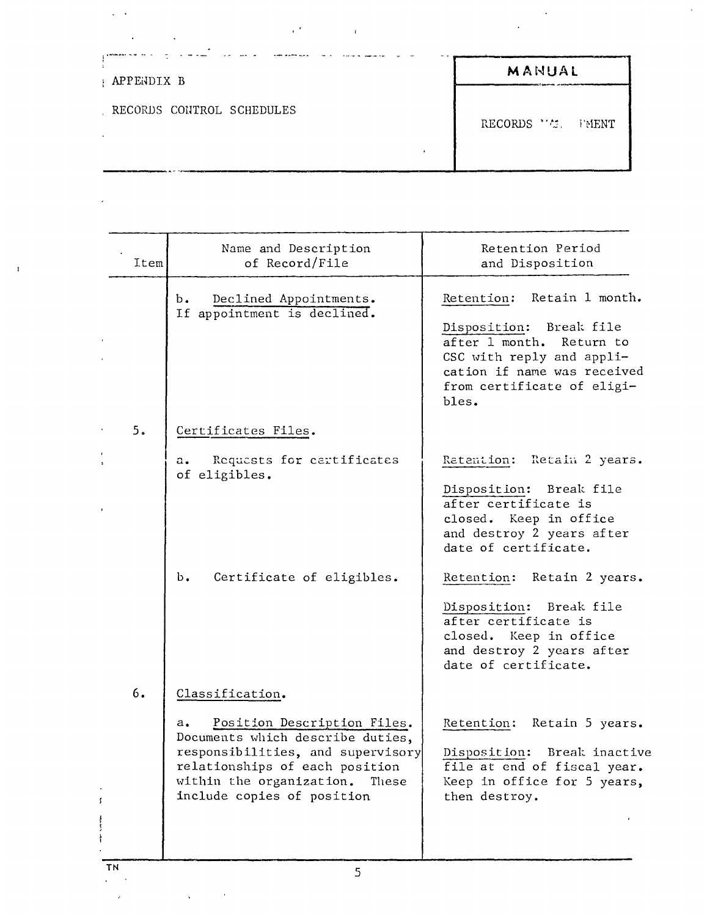APPENDIX B

RECORDS CONTROL SCHEDULES

**MANUAL**

RECORDS MANAGEMENT

| Item | Name and Description of Record/File | Retention Period and Disposition |
|---|---|---|
| | b. Declined Appointments. If appointment is declined. | Retention: Retain 1 month.<br><br>Disposition: Break file after 1 month. Return to CSC with reply and application if name was received from certificate of eligibles. |
| 5. | Certificates Files. | |
| | a. Requests for certificates of eligibles. | Retention: Retain 2 years.<br><br>Disposition: Break file after certificate is closed. Keep in office and destroy 2 years after date of certificate. |
| | b. Certificate of eligibles. | Retention: Retain 2 years.<br><br>Disposition: Break file after certificate is closed. Keep in office and destroy 2 years after date of certificate. |
| 6. | Classification. | |
| | a. Position Description Files. Documents which describe duties, responsibilities, and supervisory relationships of each position within the organization. These include copies of position | Retention: Retain 5 years.<br><br>Disposition: Break inactive file at end of fiscal year. Keep in office for 5 years, then destroy. |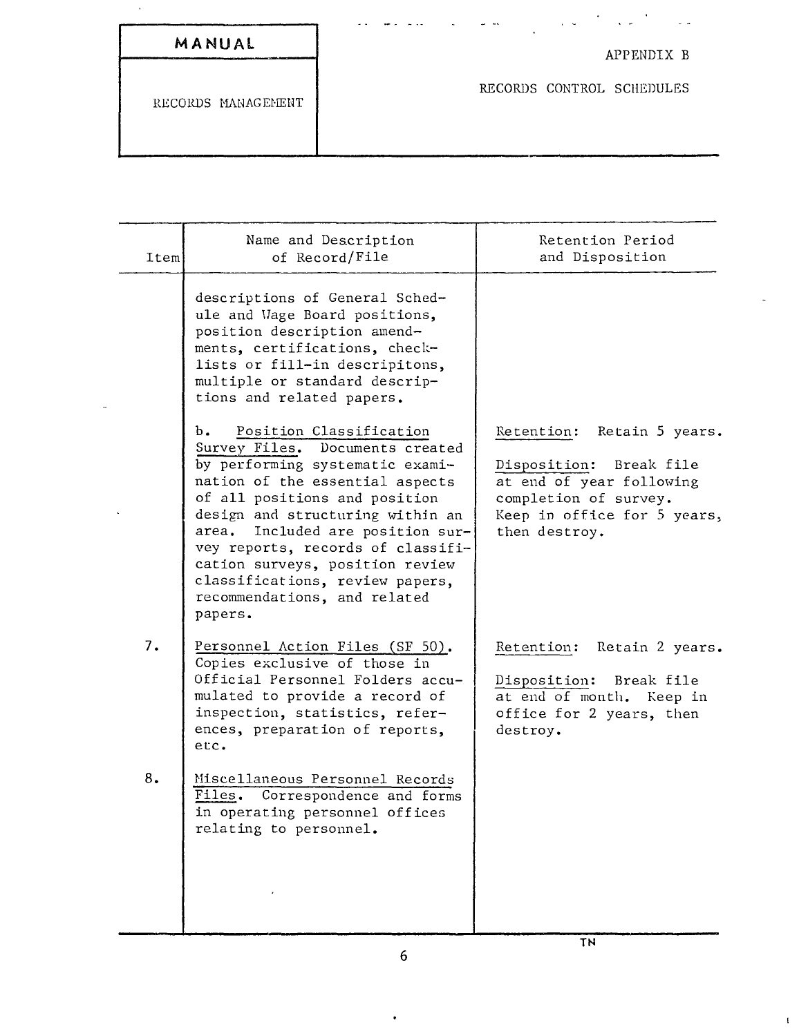| Item | Name and Description of Record/File | Retention Period and Disposition |
|---|---|---|
| | descriptions of General Schedule and Wage Board positions, position description amendments, certifications, checklists or fill-in descripitons, multiple or standard descriptions and related papers. | |
| | b. Position Classification Survey Files. Documents created by performing systematic examination of the essential aspects of all positions and position design and structuring within an area. Included are position survey reports, records of classification surveys, position review classifications, review papers, recommendations, and related papers. | Retention: Retain 5 years.<br><br>Disposition: Break file at end of year following completion of survey. Keep in office for 5 years, then destroy. |
| 7. | Personnel Action Files (SF 50). Copies exclusive of those in Official Personnel Folders accumulated to provide a record of inspection, statistics, references, preparation of reports, etc. | Retention: Retain 2 years.<br><br>Disposition: Break file at end of month. Keep in office for 2 years, then destroy. |
| 8. | Miscellaneous Personnel Records Files. Correspondence and forms in operating personnel offices relating to personnel. | |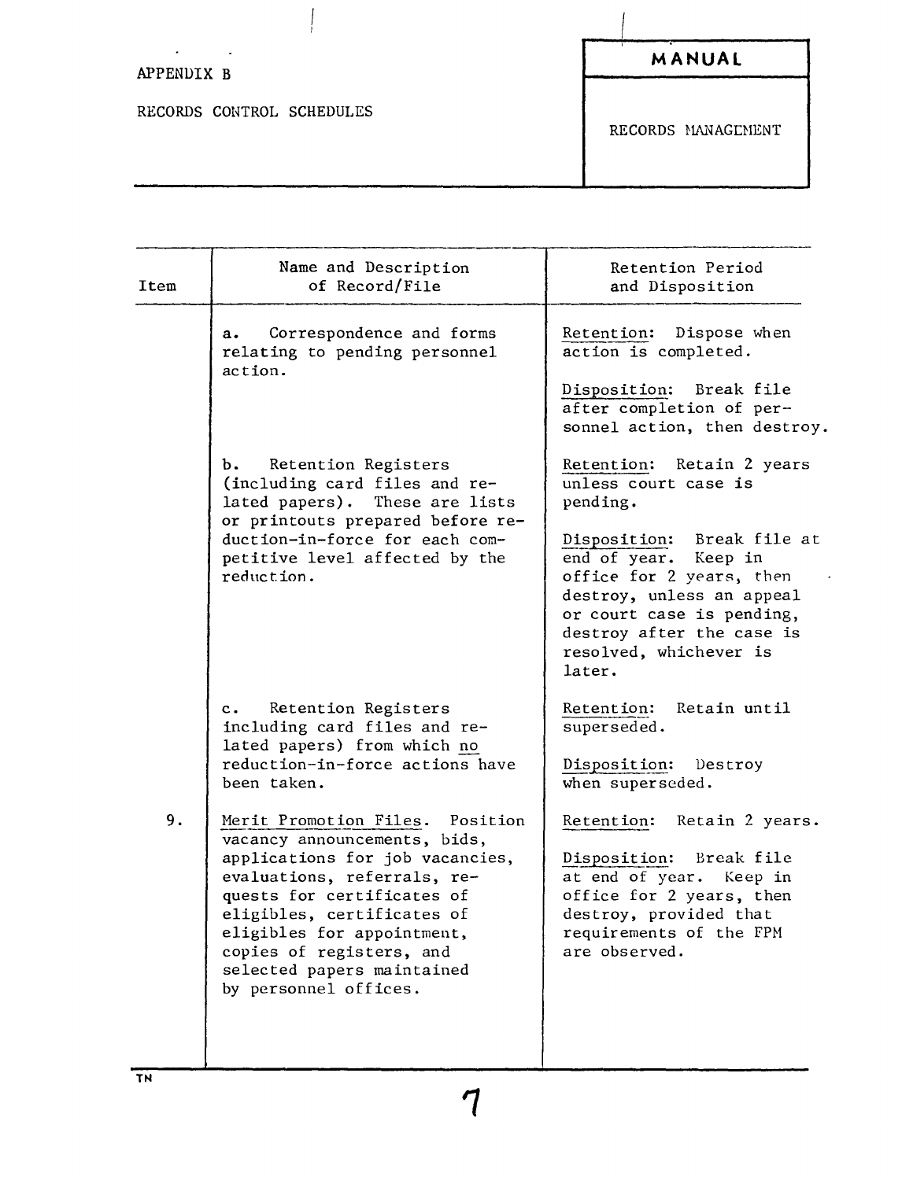APPENDIX B

RECORDS CONTROL SCHEDULES

**MANUAL**

RECORDS MANAGEMENT

| Item | Name and Description of Record/File | Retention Period and Disposition |
|---|---|---|
| | a. Correspondence and forms relating to pending personnel action. | Retention: Dispose when action is completed.<br><br>Disposition: Break file after completion of personnel action, then destroy. |
| | b. Retention Registers (including card files and related papers). These are lists or printouts prepared before reduction-in-force for each competitive level affected by the reduction. | Retention: Retain 2 years unless court case is pending.<br><br>Disposition: Break file at end of year. Keep in office for 2 years, then destroy, unless an appeal or court case is pending, destroy after the case is resolved, whichever is later. |
| | c. Retention Registers including card files and related papers) from which no reduction-in-force actions have been taken. | Retention: Retain until superseded.<br><br>Disposition: Destroy when superseded. |
| 9. | Merit Promotion Files. Position vacancy announcements, bids, applications for job vacancies, evaluations, referrals, requests for certificates of eligibles, certificates of eligibles for appointment, copies of registers, and selected papers maintained by personnel offices. | Retention: Retain 2 years.<br><br>Disposition: Break file at end of year. Keep in office for 2 years, then destroy, provided that requirements of the FPM are observed. |

TN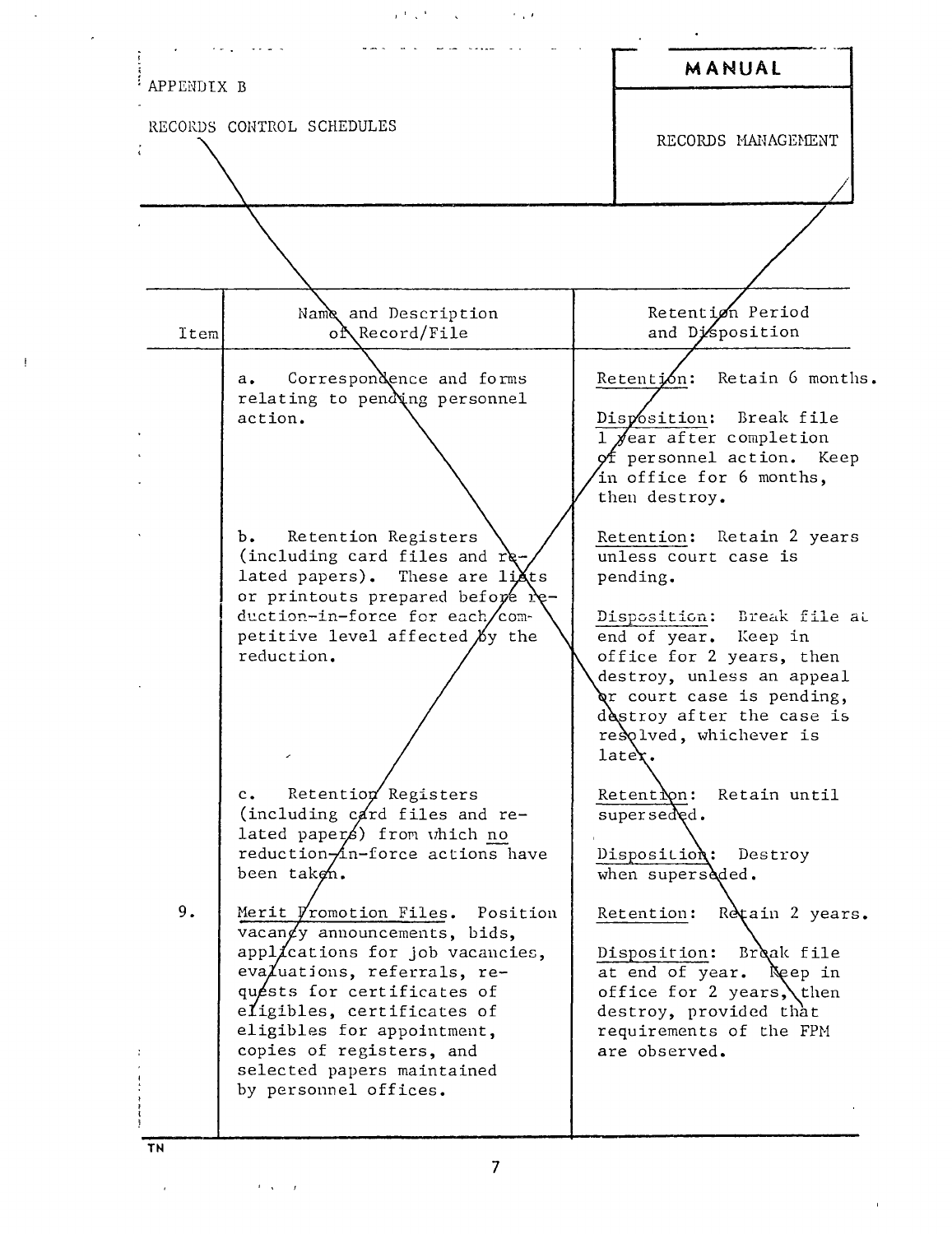APPENDIX B

RECORDS CONTROL SCHEDULES

**MANUAL**

RECORDS MANAGEMENT

| Item | Name and Description of Record/File | Retention Period and Disposition |
|---|---|---|
| | a. Correspondence and forms relating to pending personnel action. | Retention: Retain 6 months.<br><br>Disposition: Break file 1 year after completion of personnel action. Keep in office for 6 months, then destroy. |
| | b. Retention Registers (including card files and related papers). These are lists or printouts prepared before reduction-in-force for each competitive level affected by the reduction. | Retention: Retain 2 years unless court case is pending.<br><br>Disposition: Break file at end of year. Keep in office for 2 years, then destroy, unless an appeal or court case is pending, destroy after the case is resolved, whichever is later. |
| | c. Retention Registers (including card files and related papers) from which no reduction-in-force actions have been taken. | Retention: Retain until superseded.<br><br>Disposition: Destroy when superseded. |
| 9. | Merit Promotion Files. Position vacancy announcements, bids, applications for job vacancies, evaluations, referrals, requests for certificates of eligibles, certificates of eligibles for appointment, copies of registers, and selected papers maintained by personnel offices. | Retention: Retain 2 years.<br><br>Disposition: Break file at end of year. Keep in office for 2 years, then destroy, provided that requirements of the FPM are observed. |

TN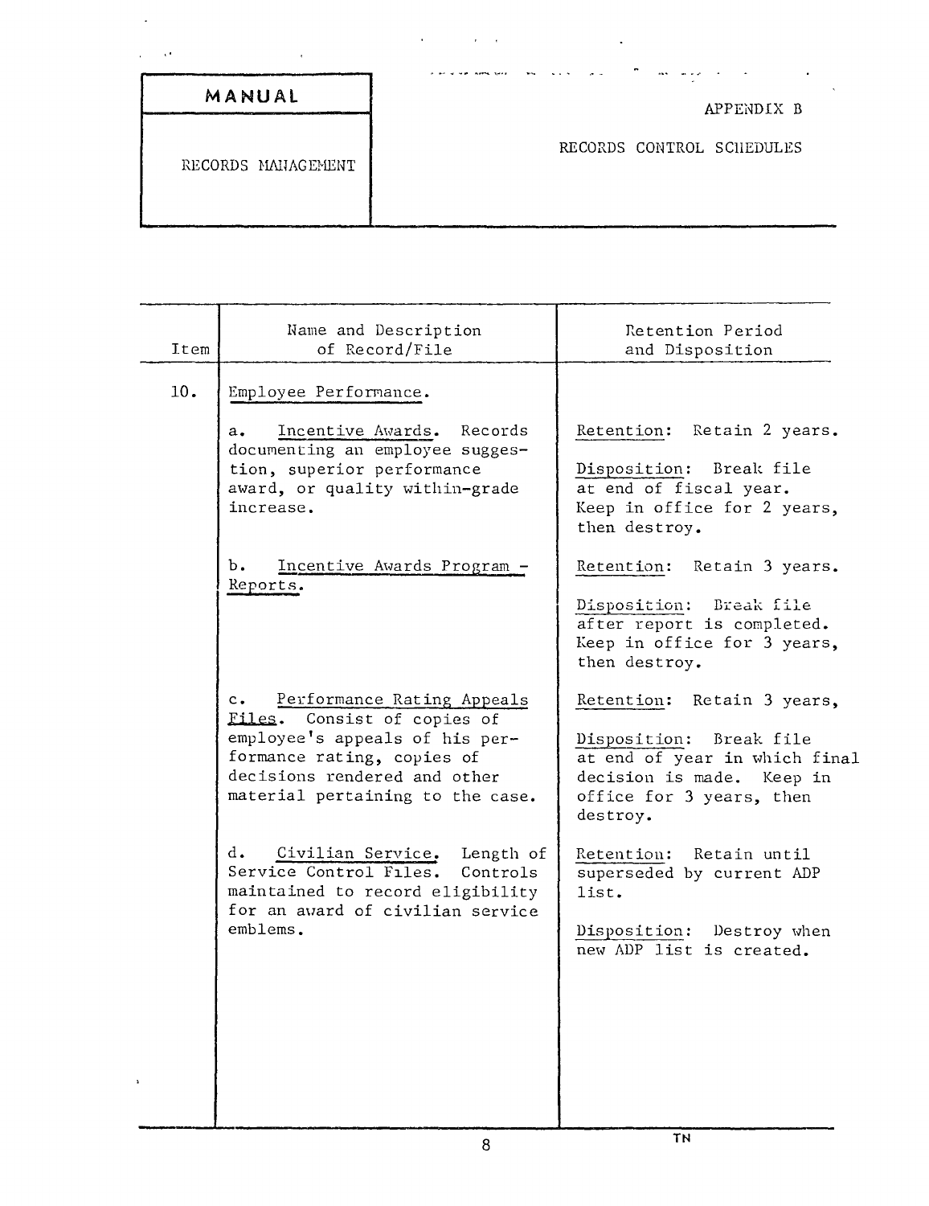| MANUAL | APPENDIX B |
| --- | --- |
| RECORDS MANAGEMENT | RECORDS CONTROL SCHEDULES |

| Item | Name and Description of Record/File | Retention Period and Disposition |
| --- | --- | --- |
| 10. | Employee Performance. | |
| | a. Incentive Awards. Records documenting an employee suggestion, superior performance award, or quality within-grade increase. | Retention: Retain 2 years.<br><br>Disposition: Break file at end of fiscal year. Keep in office for 2 years, then destroy. |
| | b. Incentive Awards Program - Reports. | Retention: Retain 3 years.<br><br>Disposition: Break file after report is completed. Keep in office for 3 years, then destroy. |
| | c. Performance Rating Appeals Files. Consist of copies of employee's appeals of his performance rating, copies of decisions rendered and other material pertaining to the case. | Retention: Retain 3 years,<br><br>Disposition: Break file at end of year in which final decision is made. Keep in office for 3 years, then destroy. |
| | d. Civilian Service. Length of Service Control Files. Controls maintained to record eligibility for an award of civilian service emblems. | Retention: Retain until superseded by current ADP list.<br><br>Disposition: Destroy when new ADP list is created. |

TN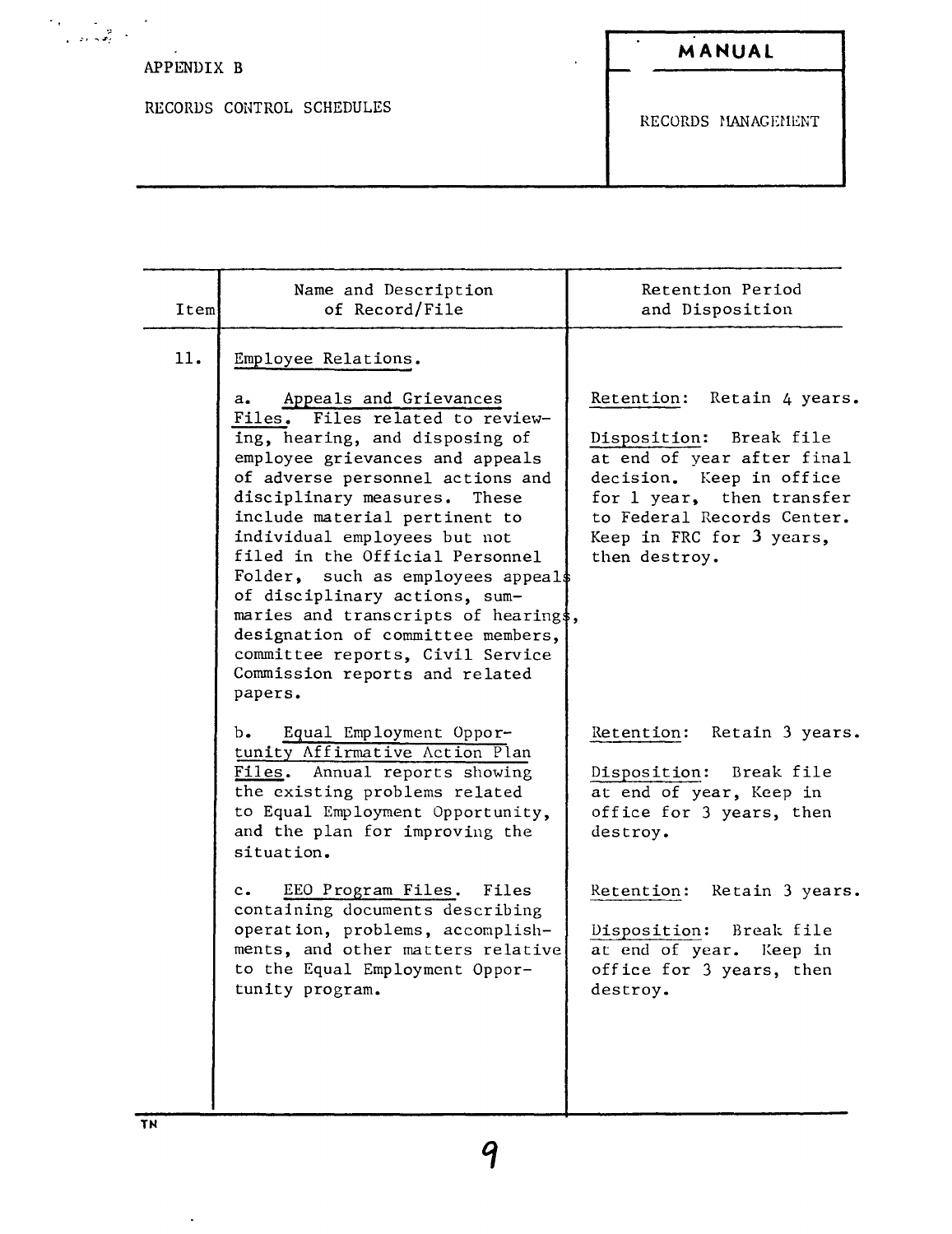APPENDIX B

RECORDS CONTROL SCHEDULES

**MANUAL**

RECORDS MANAGEMENT

| Item | Name and Description of Record/File | Retention Period and Disposition |
|---|---|---|
| 11. | Employee Relations. | |
| | a. Appeals and Grievances Files. Files related to reviewing, hearing, and disposing of employee grievances and appeals of adverse personnel actions and disciplinary measures. These include material pertinent to individual employees but not filed in the Official Personnel Folder, such as employees appeals of disciplinary actions, summaries and transcripts of hearings, designation of committee members, committee reports, Civil Service Commission reports and related papers. | Retention: Retain 4 years.<br><br>Disposition: Break file at end of year after final decision. Keep in office for 1 year, then transfer to Federal Records Center. Keep in FRC for 3 years, then destroy. |
| | b. Equal Employment Opportunity Affirmative Action Plan Files. Annual reports showing the existing problems related to Equal Employment Opportunity, and the plan for improving the situation. | Retention: Retain 3 years.<br><br>Disposition: Break file at end of year, Keep in office for 3 years, then destroy. |
| | c. EEO Program Files. Files containing documents describing operation, problems, accomplishments, and other matters relative to the Equal Employment Opportunity program. | Retention: Retain 3 years.<br><br>Disposition: Break file at end of year. Keep in office for 3 years, then destroy. |

TN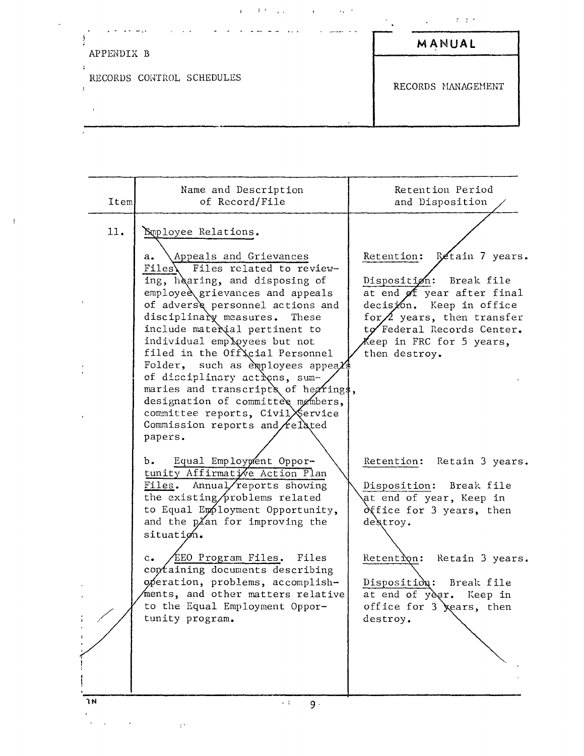APPENDIX B

RECORDS CONTROL SCHEDULES

**MANUAL**

RECORDS MANAGEMENT

| Item | Name and Description of Record/File | Retention Period and Disposition |
|---|---|---|
| 11. | Employee Relations. | |
| | a. Appeals and Grievances Files. Files related to reviewing, hearing, and disposing of employee grievances and appeals of adverse personnel actions and disciplinary measures. These include material pertinent to individual employees but not filed in the Official Personnel Folder, such as employees appeals of disciplinary actions, summaries and transcripts of hearings, designation of committee members, committee reports, Civil Service Commission reports and related papers. | Retention: Retain 7 years.<br><br>Disposition: Break file at end of year after final decision. Keep in office for 2 years, then transfer to Federal Records Center. Keep in FRC for 5 years, then destroy. |
| | b. Equal Employment Opportunity Affirmative Action Plan Files. Annual reports showing the existing problems related to Equal Employment Opportunity, and the plan for improving the situation. | Retention: Retain 3 years.<br><br>Disposition: Break file at end of year, Keep in office for 3 years, then destroy. |
| | c. EEO Program Files. Files containing documents describing operation, problems, accomplishments, and other matters relative to the Equal Employment Opportunity program. | Retention: Retain 3 years.<br><br>Disposition: Break file at end of year. Keep in office for 3 years, then destroy. |

TN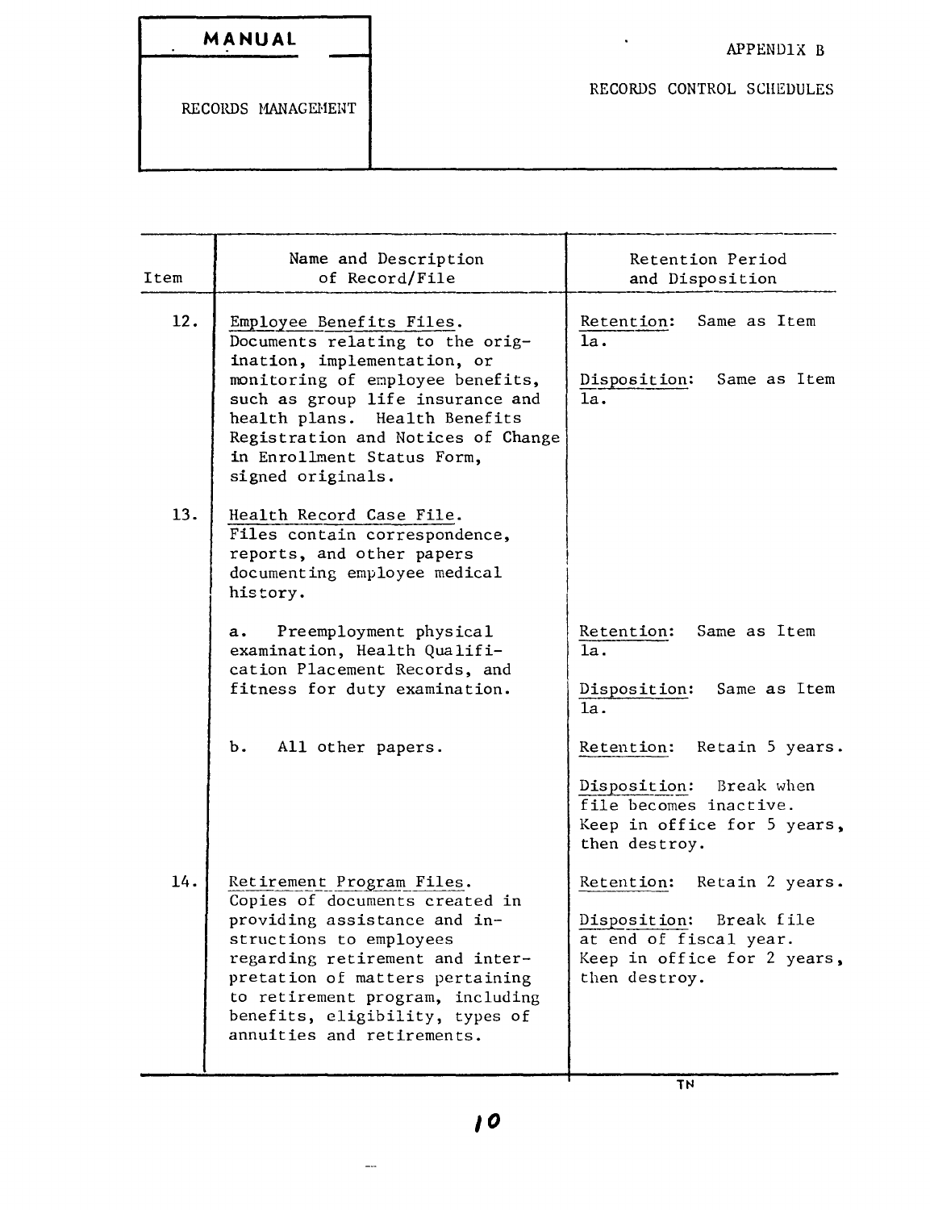| Item | Name and Description of Record/File | Retention Period and Disposition |
|---|---|---|
| 12. | Employee Benefits Files. Documents relating to the origination, implementation, or monitoring of employee benefits, such as group life insurance and health plans. Health Benefits Registration and Notices of Change in Enrollment Status Form, signed originals. | Retention: Same as Item 1a.<br><br>Disposition: Same as Item 1a. |
| 13. | Health Record Case File. Files contain correspondence, reports, and other papers documenting employee medical history. | |
| | a. Preemployment physical examination, Health Qualification Placement Records, and fitness for duty examination. | Retention: Same as Item 1a.<br><br>Disposition: Same as Item 1a. |
| | b. All other papers. | Retention: Retain 5 years.<br><br>Disposition: Break when file becomes inactive. Keep in office for 5 years, then destroy. |
| 14. | Retirement Program Files. Copies of documents created in providing assistance and instructions to employees regarding retirement and interpretation of matters pertaining to retirement program, including benefits, eligibility, types of annuities and retirements. | Retention: Retain 2 years.<br><br>Disposition: Break file at end of fiscal year. Keep in office for 2 years, then destroy. |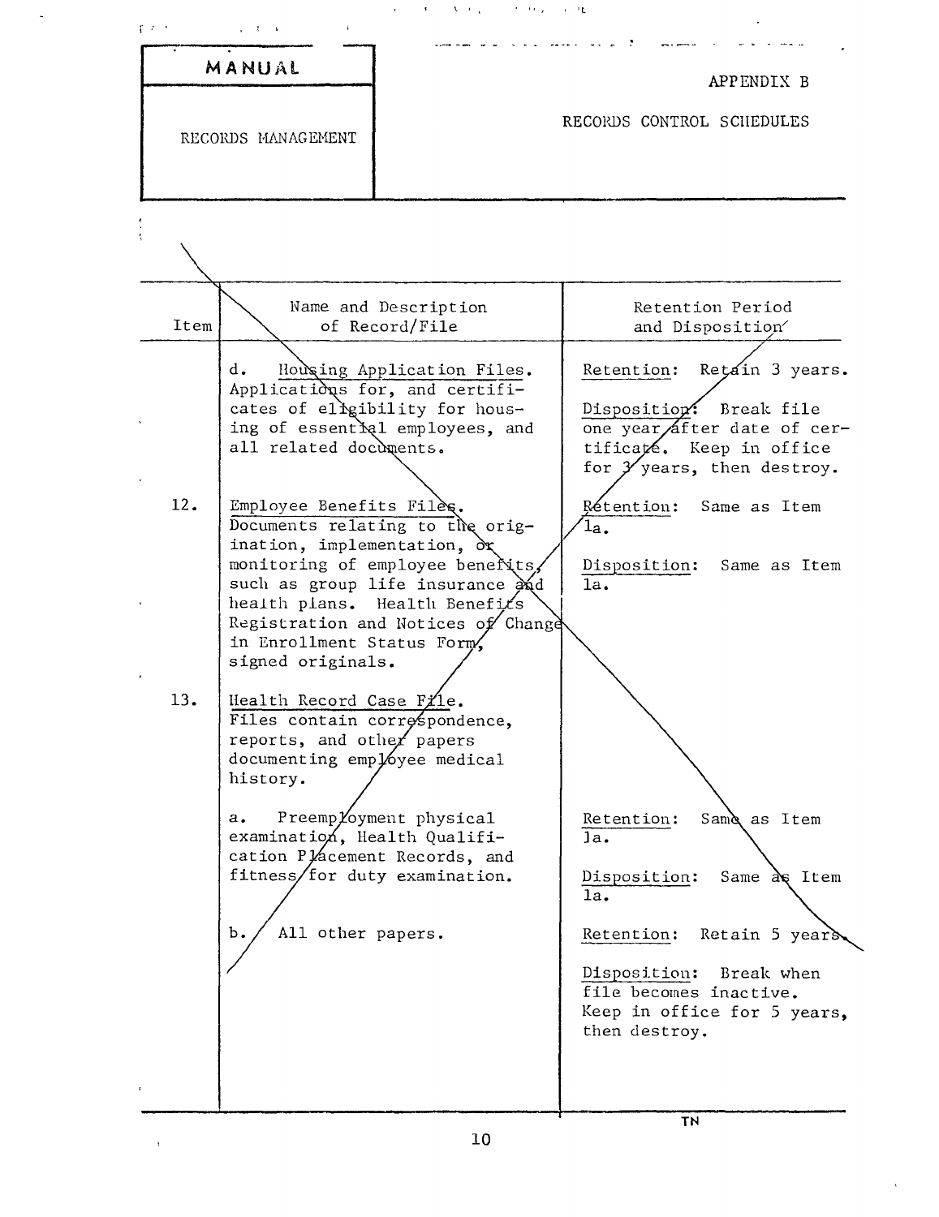| MANUAL | APPENDIX B |
| --- | --- |
| RECORDS MANAGEMENT | RECORDS CONTROL SCHEDULES |

| Item | Name and Description of Record/File | Retention Period and Disposition |
| --- | --- | --- |
| | d. Housing Application Files. Applications for, and certificates of eligibility for housing of essential employees, and all related documents. | Retention: Retain 3 years.<br><br>Disposition: Break file one year after date of certificate. Keep in office for 3 years, then destroy. |
| 12. | Employee Benefits Files. Documents relating to the origination, implementation, or monitoring of employee benefits, such as group life insurance and health plans. Health Benefits Registration and Notices of Change in Enrollment Status Form, signed originals. | Retention: Same as Item 1a.<br><br>Disposition: Same as Item 1a. |
| 13. | Health Record Case File. Files contain correspondence, reports, and other papers documenting employee medical history. | |
| | a. Preemployment physical examination, Health Qualification Placement Records, and fitness for duty examination. | Retention: Same as Item 1a.<br><br>Disposition: Same as Item 1a. |
| | b. All other papers. | Retention: Retain 5 years.<br><br>Disposition: Break when file becomes inactive. Keep in office for 5 years, then destroy. |

TN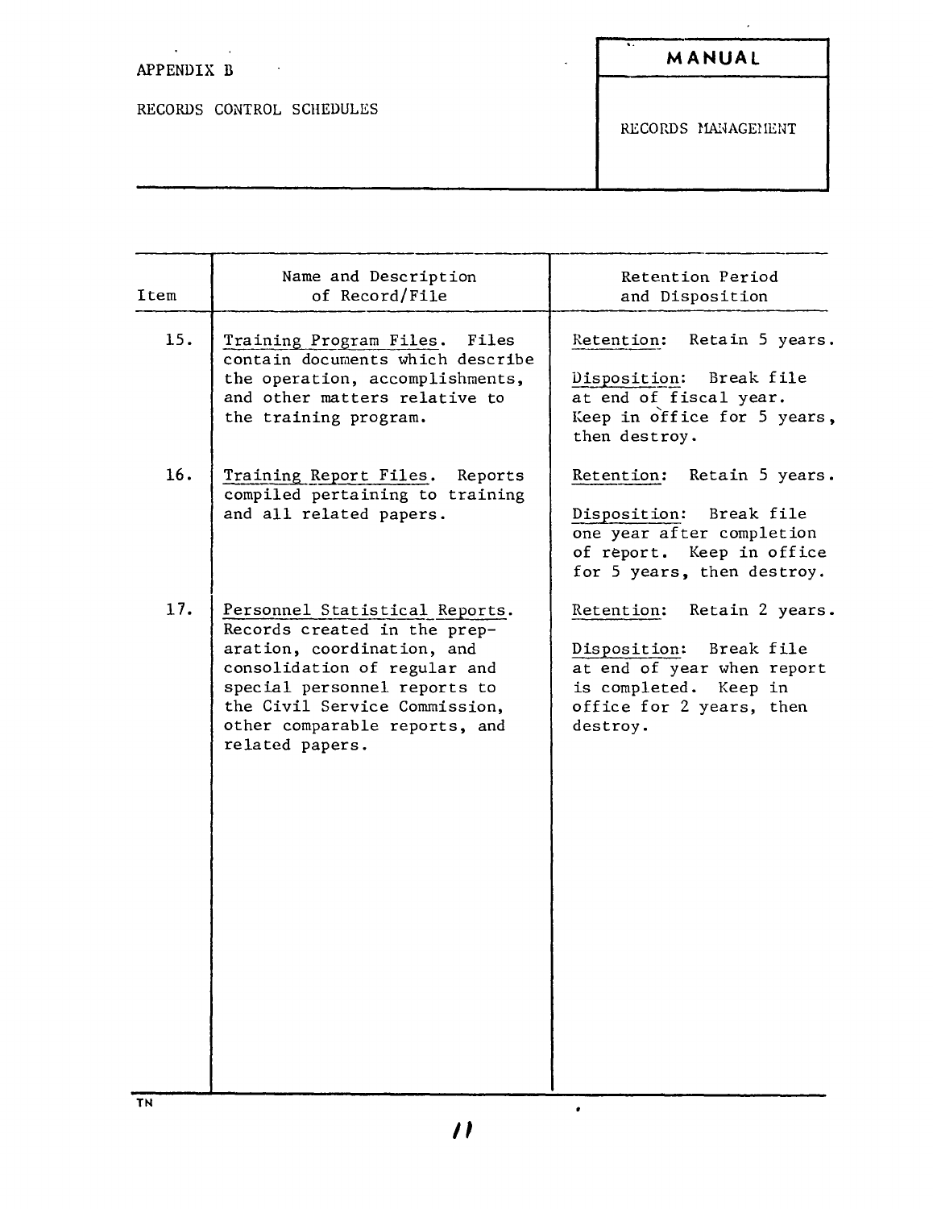APPENDIX B

RECORDS CONTROL SCHEDULES

**MANUAL**

RECORDS MANAGEMENT

| Item | Name and Description of Record/File | Retention Period and Disposition |
|---|---|---|
| 15. | Training Program Files. Files contain documents which describe the operation, accomplishments, and other matters relative to the training program. | Retention: Retain 5 years. Disposition: Break file at end of fiscal year. Keep in office for 5 years, then destroy. |
| 16. | Training Report Files. Reports compiled pertaining to training and all related papers. | Retention: Retain 5 years. Disposition: Break file one year after completion of report. Keep in office for 5 years, then destroy. |
| 17. | Personnel Statistical Reports. Records created in the preparation, coordination, and consolidation of regular and special personnel reports to the Civil Service Commission, other comparable reports, and related papers. | Retention: Retain 2 years. Disposition: Break file at end of year when report is completed. Keep in office for 2 years, then destroy. |

TN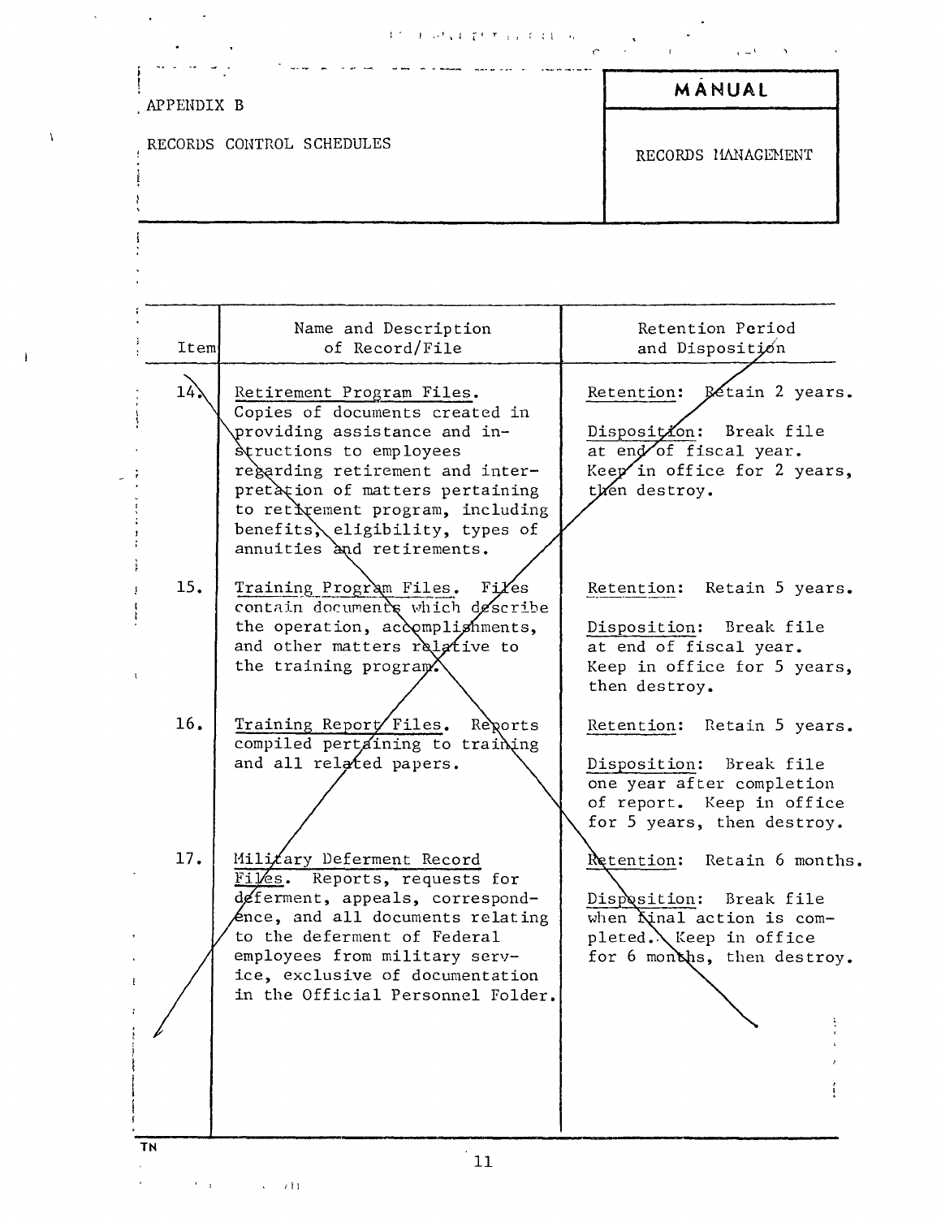APPENDIX B

RECORDS CONTROL SCHEDULES

**MANUAL**

RECORDS MANAGEMENT

| Item | Name and Description of Record/File | Retention Period and Disposition |
|---|---|---|
| 14. | Retirement Program Files. Copies of documents created in providing assistance and instructions to employees regarding retirement and interpretation of matters pertaining to retirement program, including benefits, eligibility, types of annuities and retirements. | Retention: Retain 2 years.<br><br>Disposition: Break file at end of fiscal year. Keep in office for 2 years, then destroy. |
| 15. | Training Program Files. Files contain documents which describe the operation, accomplishments, and other matters relative to the training program. | Retention: Retain 5 years.<br><br>Disposition: Break file at end of fiscal year. Keep in office for 5 years, then destroy. |
| 16. | Training Report Files. Reports compiled pertaining to training and all related papers. | Retention: Retain 5 years.<br><br>Disposition: Break file one year after completion of report. Keep in office for 5 years, then destroy. |
| 17. | Military Deferment Record Files. Reports, requests for deferment, appeals, correspondence, and all documents relating to the deferment of Federal employees from military service, exclusive of documentation in the Official Personnel Folder. | Retention: Retain 6 months.<br><br>Disposition: Break file when final action is completed. Keep in office for 6 months, then destroy. |

TN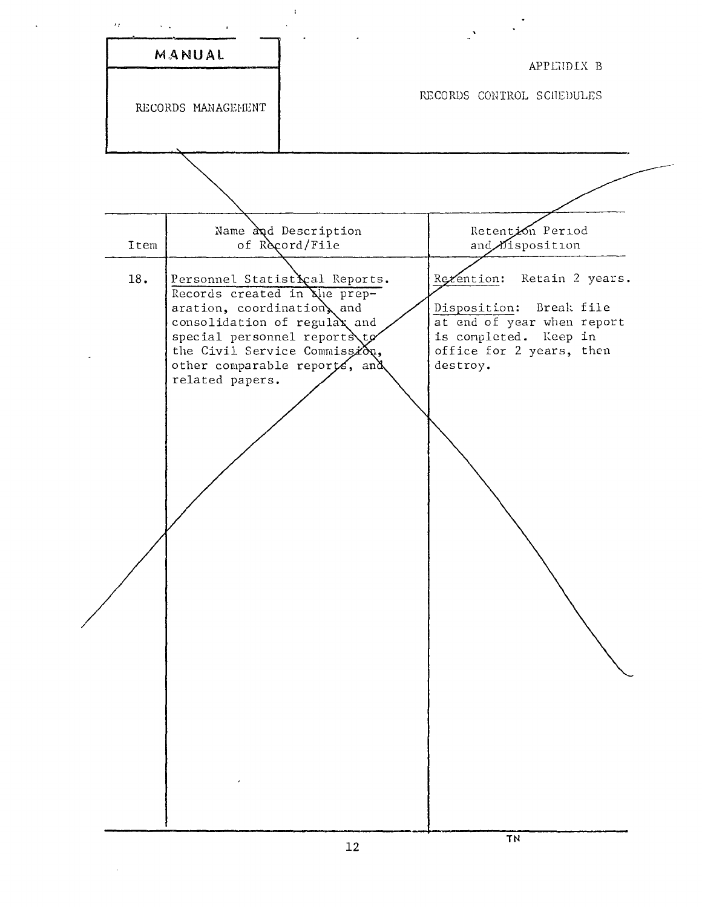MANUAL

RECORDS MANAGEMENT

APPENDIX B

RECORDS CONTROL SCHEDULES

| Item | Name and Description of Record/File | Retention Period and Disposition |
|---|---|---|
| 18. | Personnel Statistical Reports. Records created in the preparation, coordination, and consolidation of regular and special personnel reports to the Civil Service Commission, other comparable reports, and related papers. | Retention: Retain 2 years.<br><br>Disposition: Break file at end of year when report is completed. Keep in office for 2 years, then destroy. |

TN